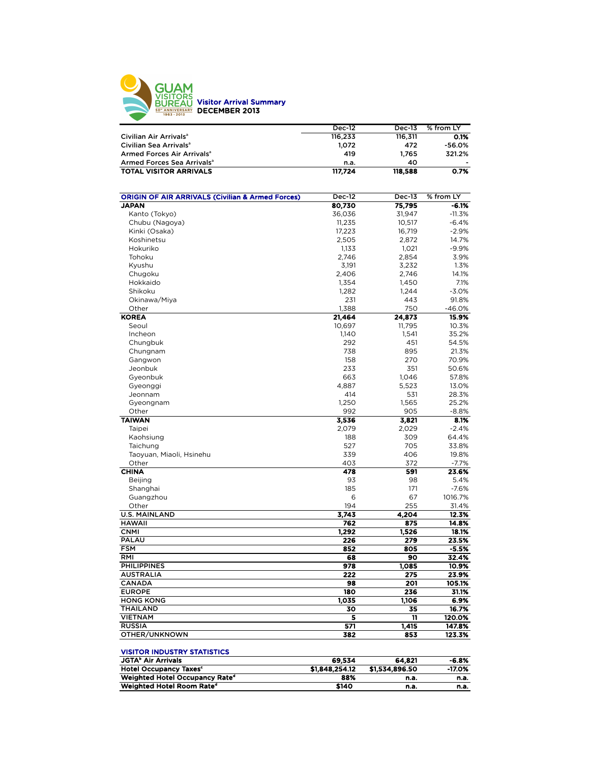GUAM VISITORS BUREAU
50th ANNIVERSARY 1963 - 2013

# Visitor Arrival Summary
## DECEMBER 2013

| | Dec-12 | Dec-13 | % from LY |
|---|---|---|---|
| Civilian Air Arrivals[a] | 116,233 | 116,311 | 0.1% |
| Civilian Sea Arrivals[a] | 1,072 | 472 | -56.0% |
| Armed Forces Air Arrivals[a] | 419 | 1,765 | 321.2% |
| Armed Forces Sea Arrivals[a] | n.a. | 40 | - |
| **TOTAL VISITOR ARRIVALS** | **117,724** | **118,588** | **0.7%** |

| ORIGIN OF AIR ARRIVALS (Civilian & Armed Forces) | Dec-12 | Dec-13 | % from LY |
|---|---|---|---|
| **JAPAN** | **80,730** | **75,795** | **-6.1%** |
| Kanto (Tokyo) | 36,036 | 31,947 | -11.3% |
| Chubu (Nagoya) | 11,235 | 10,517 | -6.4% |
| Kinki (Osaka) | 17,223 | 16,719 | -2.9% |
| Koshinetsu | 2,505 | 2,872 | 14.7% |
| Hokuriko | 1,133 | 1,021 | -9.9% |
| Tohoku | 2,746 | 2,854 | 3.9% |
| Kyushu | 3,191 | 3,232 | 1.3% |
| Chugoku | 2,406 | 2,746 | 14.1% |
| Hokkaido | 1,354 | 1,450 | 7.1% |
| Shikoku | 1,282 | 1,244 | -3.0% |
| Okinawa/Miya | 231 | 443 | 91.8% |
| Other | 1,388 | 750 | -46.0% |
| **KOREA** | **21,464** | **24,873** | **15.9%** |
| Seoul | 10,697 | 11,795 | 10.3% |
| Incheon | 1,140 | 1,541 | 35.2% |
| Chungbuk | 292 | 451 | 54.5% |
| Chungnam | 738 | 895 | 21.3% |
| Gangwon | 158 | 270 | 70.9% |
| Jeonbuk | 233 | 351 | 50.6% |
| Gyeonbuk | 663 | 1,046 | 57.8% |
| Gyeonggi | 4,887 | 5,523 | 13.0% |
| Jeonnam | 414 | 531 | 28.3% |
| Gyeongnam | 1,250 | 1,565 | 25.2% |
| Other | 992 | 905 | -8.8% |
| **TAIWAN** | **3,536** | **3,821** | **8.1%** |
| Taipei | 2,079 | 2,029 | -2.4% |
| Kaohsiung | 188 | 309 | 64.4% |
| Taichung | 527 | 705 | 33.8% |
| Taoyuan, Miaoli, Hsinehu | 339 | 406 | 19.8% |
| Other | 403 | 372 | -7.7% |
| **CHINA** | **478** | **591** | **23.6%** |
| Beijing | 93 | 98 | 5.4% |
| Shanghai | 185 | 171 | -7.6% |
| Guangzhou | 6 | 67 | 1016.7% |
| Other | 194 | 255 | 31.4% |
| **U.S. MAINLAND** | **3,743** | **4,204** | **12.3%** |
| **HAWAII** | **762** | **875** | **14.8%** |
| **CNMI** | **1,292** | **1,526** | **18.1%** |
| **PALAU** | **226** | **279** | **23.5%** |
| **FSM** | **852** | **805** | **-5.5%** |
| **RMI** | **68** | **90** | **32.4%** |
| **PHILIPPINES** | **978** | **1,085** | **10.9%** |
| **AUSTRALIA** | **222** | **275** | **23.9%** |
| **CANADA** | **98** | **201** | **105.1%** |
| **EUROPE** | **180** | **236** | **31.1%** |
| **HONG KONG** | **1,035** | **1,106** | **6.9%** |
| **THAILAND** | **30** | **35** | **16.7%** |
| **VIETNAM** | **5** | **11** | **120.0%** |
| **RUSSIA** | **571** | **1,415** | **147.8%** |
| **OTHER/UNKNOWN** | **382** | **853** | **123.3%** |

| VISITOR INDUSTRY STATISTICS | | | |
|---|---|---|---|
| **JGTA[b] Air Arrivals** | **69,534** | **64,821** | **-6.8%** |
| **Hotel Occupancy Taxes[c]** | **$1,848,254.12** | **$1,534,896.50** | **-17.0%** |
| **Weighted Hotel Occupancy Rate[d]** | **88%** | **n.a.** | **n.a.** |
| **Weighted Hotel Room Rate[d]** | **$140** | **n.a.** | **n.a.** |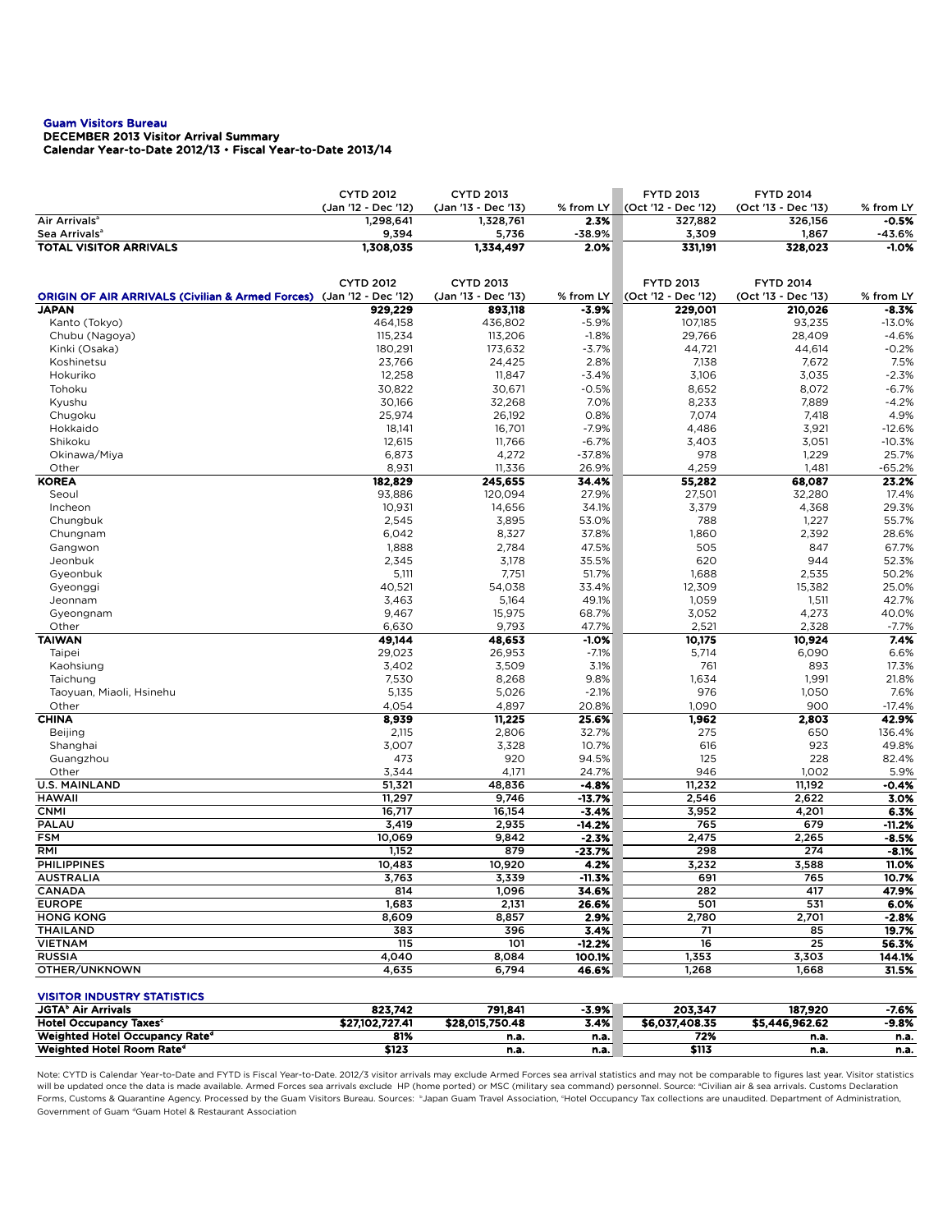**Guam Visitors Bureau**
**DECEMBER 2013 Visitor Arrival Summary**
**Calendar Year-to-Date 2012/13 • Fiscal Year-to-Date 2013/14**

| | CYTD 2012 (Jan '12 - Dec '12) | CYTD 2013 (Jan '13 - Dec '13) | % from LY | FYTD 2013 (Oct '12 - Dec '12) | FYTD 2014 (Oct '13 - Dec '13) | % from LY |
|---|---|---|---|---|---|---|
| Air Arrivals[a] | 1,298,641 | 1,328,761 | **2.3%** | 327,882 | 326,156 | **-0.5%** |
| Sea Arrivals[a] | 9,394 | 5,736 | -38.9% | 3,309 | 1,867 | -43.6% |
| **TOTAL VISITOR ARRIVALS** | **1,308,035** | **1,334,497** | **2.0%** | **331,191** | **328,023** | **-1.0%** |

| ORIGIN OF AIR ARRIVALS (Civilian & Armed Forces) | CYTD 2012 (Jan '12 - Dec '12) | CYTD 2013 (Jan '13 - Dec '13) | % from LY | FYTD 2013 (Oct '12 - Dec '12) | FYTD 2014 (Oct '13 - Dec '13) | % from LY |
|---|---|---|---|---|---|---|
| **JAPAN** | **929,229** | **893,118** | **-3.9%** | **229,001** | **210,026** | **-8.3%** |
| Kanto (Tokyo) | 464,158 | 436,802 | -5.9% | 107,185 | 93,235 | -13.0% |
| Chubu (Nagoya) | 115,234 | 113,206 | -1.8% | 29,766 | 28,409 | -4.6% |
| Kinki (Osaka) | 180,291 | 173,632 | -3.7% | 44,721 | 44,614 | -0.2% |
| Koshinetsu | 23,766 | 24,425 | 2.8% | 7,138 | 7,672 | 7.5% |
| Hokuriko | 12,258 | 11,847 | -3.4% | 3,106 | 3,035 | -2.3% |
| Tohoku | 30,822 | 30,671 | -0.5% | 8,652 | 8,072 | -6.7% |
| Kyushu | 30,166 | 32,268 | 7.0% | 8,233 | 7,889 | -4.2% |
| Chugoku | 25,974 | 26,192 | 0.8% | 7,074 | 7,418 | 4.9% |
| Hokkaido | 18,141 | 16,701 | -7.9% | 4,486 | 3,921 | -12.6% |
| Shikoku | 12,615 | 11,766 | -6.7% | 3,403 | 3,051 | -10.3% |
| Okinawa/Miya | 6,873 | 4,272 | -37.8% | 978 | 1,229 | 25.7% |
| Other | 8,931 | 11,336 | 26.9% | 4,259 | 1,481 | -65.2% |
| **KOREA** | **182,829** | **245,655** | **34.4%** | **55,282** | **68,087** | **23.2%** |
| Seoul | 93,886 | 120,094 | 27.9% | 27,501 | 32,280 | 17.4% |
| Incheon | 10,931 | 14,656 | 34.1% | 3,379 | 4,368 | 29.3% |
| Chungbuk | 2,545 | 3,895 | 53.0% | 788 | 1,227 | 55.7% |
| Chungnam | 6,042 | 8,327 | 37.8% | 1,860 | 2,392 | 28.6% |
| Gangwon | 1,888 | 2,784 | 47.5% | 505 | 847 | 67.7% |
| Jeonbuk | 2,345 | 3,178 | 35.5% | 620 | 944 | 52.3% |
| Gyeonbuk | 5,111 | 7,751 | 51.7% | 1,688 | 2,535 | 50.2% |
| Gyeonggi | 40,521 | 54,038 | 33.4% | 12,309 | 15,382 | 25.0% |
| Jeonnam | 3,463 | 5,164 | 49.1% | 1,059 | 1,511 | 42.7% |
| Gyeongnam | 9,467 | 15,975 | 68.7% | 3,052 | 4,273 | 40.0% |
| Other | 6,630 | 9,793 | 47.7% | 2,521 | 2,328 | -7.7% |
| **TAIWAN** | **49,144** | **48,653** | **-1.0%** | **10,175** | **10,924** | **7.4%** |
| Taipei | 29,023 | 26,953 | -7.1% | 5,714 | 6,090 | 6.6% |
| Kaohsiung | 3,402 | 3,509 | 3.1% | 761 | 893 | 17.3% |
| Taichung | 7,530 | 8,268 | 9.8% | 1,634 | 1,991 | 21.8% |
| Taoyuan, Miaoli, Hsinehu | 5,135 | 5,026 | -2.1% | 976 | 1,050 | 7.6% |
| Other | 4,054 | 4,897 | 20.8% | 1,090 | 900 | -17.4% |
| **CHINA** | **8,939** | **11,225** | **25.6%** | **1,962** | **2,803** | **42.9%** |
| Beijing | 2,115 | 2,806 | 32.7% | 275 | 650 | 136.4% |
| Shanghai | 3,007 | 3,328 | 10.7% | 616 | 923 | 49.8% |
| Guangzhou | 473 | 920 | 94.5% | 125 | 228 | 82.4% |
| Other | 3,344 | 4,171 | 24.7% | 946 | 1,002 | 5.9% |
| **U.S. MAINLAND** | 51,321 | 48,836 | **-4.8%** | 11,232 | 11,192 | **-0.4%** |
| **HAWAII** | 11,297 | 9,746 | **-13.7%** | 2,546 | 2,622 | **3.0%** |
| **CNMI** | 16,717 | 16,154 | **-3.4%** | 3,952 | 4,201 | **6.3%** |
| **PALAU** | 3,419 | 2,935 | **-14.2%** | 765 | 679 | **-11.2%** |
| **FSM** | 10,069 | 9,842 | **-2.3%** | 2,475 | 2,265 | **-8.5%** |
| **RMI** | 1,152 | 879 | **-23.7%** | 298 | 274 | **-8.1%** |
| **PHILIPPINES** | 10,483 | 10,920 | **4.2%** | 3,232 | 3,588 | **11.0%** |
| **AUSTRALIA** | 3,763 | 3,339 | **-11.3%** | 691 | 765 | **10.7%** |
| **CANADA** | 814 | 1,096 | **34.6%** | 282 | 417 | **47.9%** |
| **EUROPE** | 1,683 | 2,131 | **26.6%** | 501 | 531 | **6.0%** |
| **HONG KONG** | 8,609 | 8,857 | **2.9%** | 2,780 | 2,701 | **-2.8%** |
| **THAILAND** | 383 | 396 | **3.4%** | 71 | 85 | **19.7%** |
| **VIETNAM** | 115 | 101 | **-12.2%** | 16 | 25 | **56.3%** |
| **RUSSIA** | 4,040 | 8,084 | **100.1%** | 1,353 | 3,303 | **144.1%** |
| **OTHER/UNKNOWN** | 4,635 | 6,794 | **46.6%** | 1,268 | 1,668 | **31.5%** |

| VISITOR INDUSTRY STATISTICS | CYTD 2012 | CYTD 2013 | % from LY | FYTD 2013 | FYTD 2014 | % from LY |
|---|---|---|---|---|---|---|
| **JGTA[b] Air Arrivals** | **823,742** | **791,841** | **-3.9%** | **203,347** | **187,920** | **-7.6%** |
| **Hotel Occupancy Taxes[c]** | **$27,102,727.41** | **$28,015,750.48** | **3.4%** | **$6,037,408.35** | **$5,446,962.62** | **-9.8%** |
| **Weighted Hotel Occupancy Rate[d]** | **81%** | **n.a.** | **n.a.** | **72%** | **n.a.** | **n.a.** |
| **Weighted Hotel Room Rate[d]** | **$123** | **n.a.** | **n.a.** | **$113** | **n.a.** | **n.a.** |

Note: CYTD is Calendar Year-to-Date and FYTD is Fiscal Year-to-Date. 2012/3 visitor arrivals may exclude Armed Forces sea arrival statistics and may not be comparable to figures last year. Visitor statistics will be updated once the data is made available. Armed Forces sea arrivals exclude HP (home ported) or MSC (military sea command) personnel. Source: [a]Civilian air & sea arrivals. Customs Declaration Forms, Customs & Quarantine Agency. Processed by the Guam Visitors Bureau. Sources: [b]Japan Guam Travel Association, [c]Hotel Occupancy Tax collections are unaudited. Department of Administration, Government of Guam [d]Guam Hotel & Restaurant Association